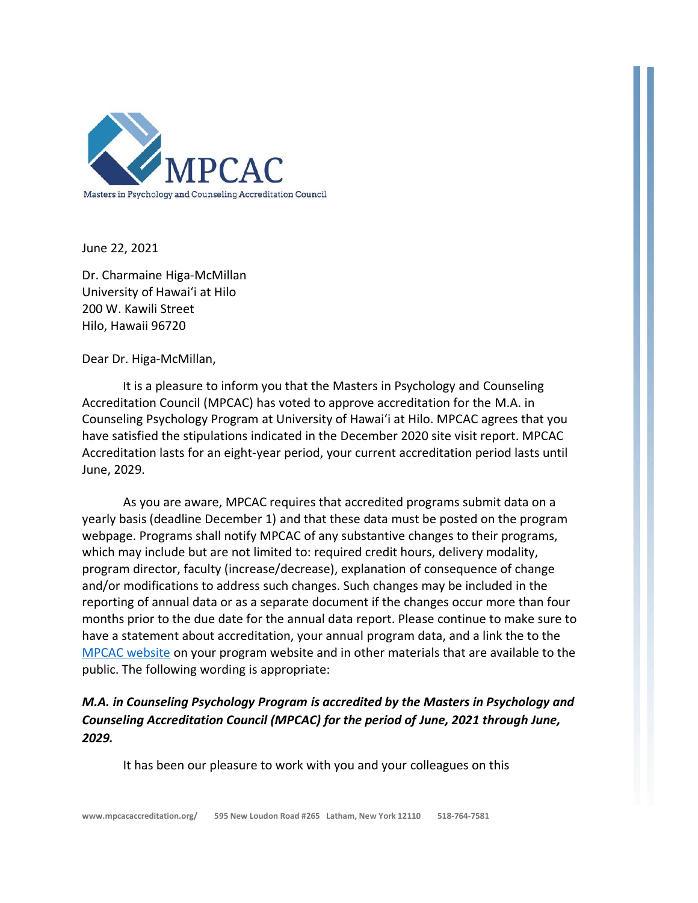MPCAC

Masters in Psychology and Counseling Accreditation Council

June 22, 2021

Dr. Charmaine Higa-McMillan
University of Hawai'i at Hilo
200 W. Kawili Street
Hilo, Hawaii 96720

Dear Dr. Higa-McMillan,

It is a pleasure to inform you that the Masters in Psychology and Counseling Accreditation Council (MPCAC) has voted to approve accreditation for the M.A. in Counseling Psychology Program at University of Hawai'i at Hilo. MPCAC agrees that you have satisfied the stipulations indicated in the December 2020 site visit report. MPCAC Accreditation lasts for an eight-year period, your current accreditation period lasts until June, 2029.

As you are aware, MPCAC requires that accredited programs submit data on a yearly basis (deadline December 1) and that these data must be posted on the program webpage. Programs shall notify MPCAC of any substantive changes to their programs, which may include but are not limited to: required credit hours, delivery modality, program director, faculty (increase/decrease), explanation of consequence of change and/or modifications to address such changes. Such changes may be included in the reporting of annual data or as a separate document if the changes occur more than four months prior to the due date for the annual data report. Please continue to make sure to have a statement about accreditation, your annual program data, and a link the to the [MPCAC website] on your program website and in other materials that are available to the public. The following wording is appropriate:

***M.A. in Counseling Psychology Program is accredited by the Masters in Psychology and Counseling Accreditation Council (MPCAC) for the period of June, 2021 through June, 2029.***

It has been our pleasure to work with you and your colleagues on this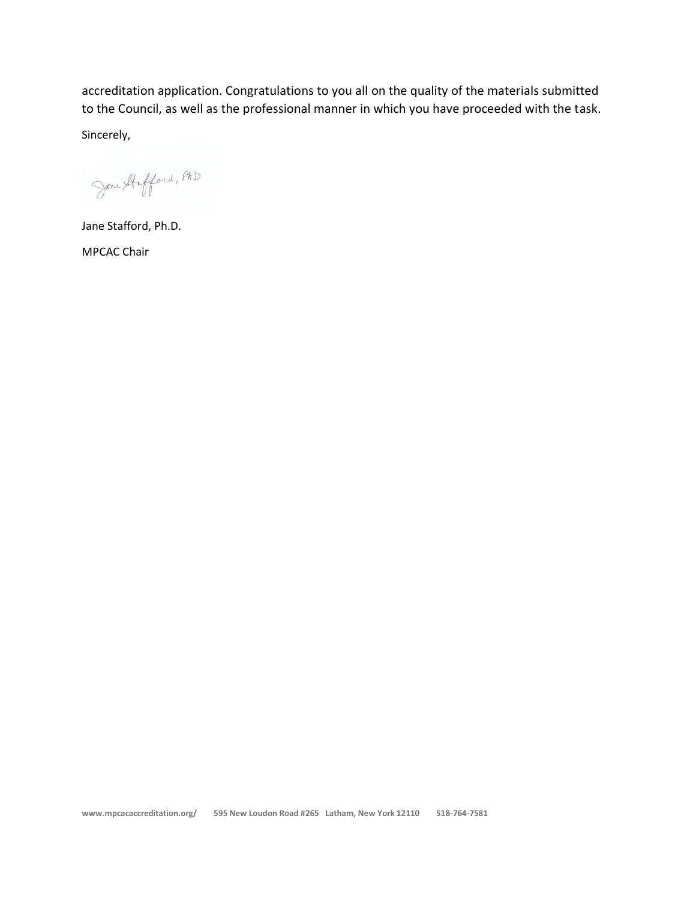accreditation application. Congratulations to you all on the quality of the materials submitted to the Council, as well as the professional manner in which you have proceeded with the task.

Sincerely,

Jane Stafford, PhD

Jane Stafford, Ph.D.

MPCAC Chair

www.mpcacaccreditation.org/ 595 New Loudon Road #265 Latham, New York 12110 518-764-7581